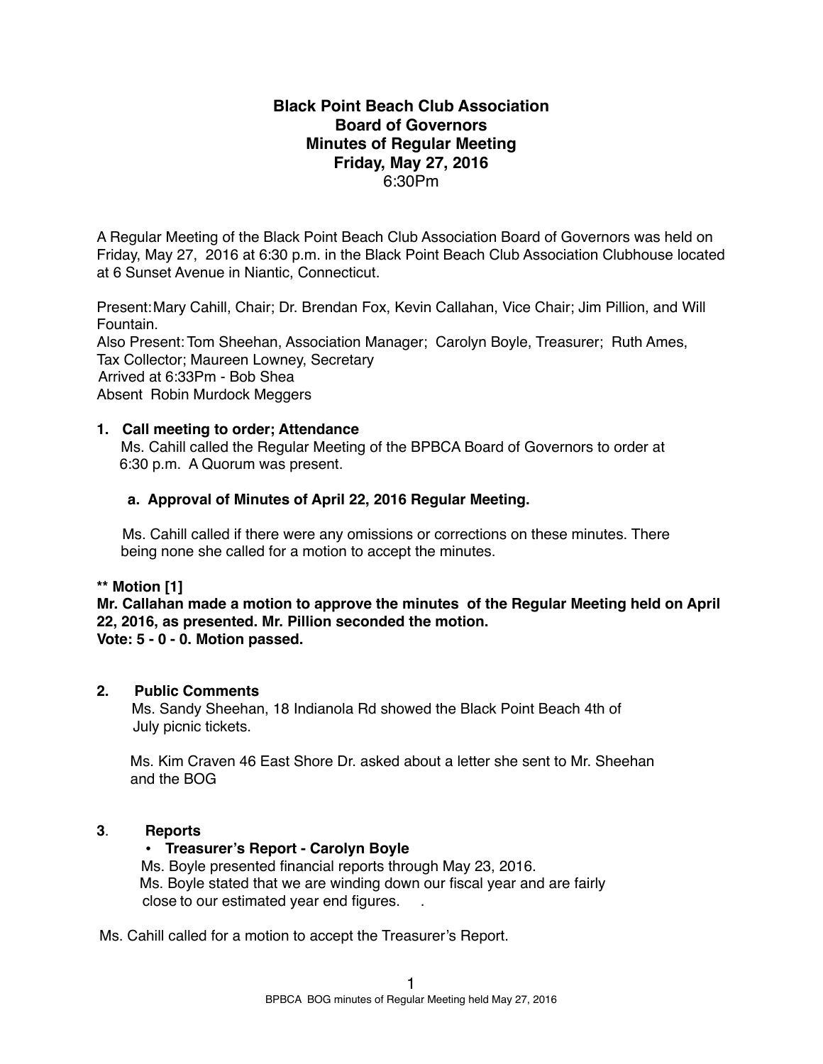# Black Point Beach Club Association
## Board of Governors
## Minutes of Regular Meeting
## Friday, May 27, 2016
6:30Pm

A Regular Meeting of the Black Point Beach Club Association Board of Governors was held on Friday, May 27, 2016 at 6:30 p.m. in the Black Point Beach Club Association Clubhouse located at 6 Sunset Avenue in Niantic, Connecticut.

Present: Mary Cahill, Chair; Dr. Brendan Fox, Kevin Callahan, Vice Chair; Jim Pillion, and Will Fountain.
Also Present: Tom Sheehan, Association Manager; Carolyn Boyle, Treasurer; Ruth Ames, Tax Collector; Maureen Lowney, Secretary
Arrived at 6:33Pm - Bob Shea
Absent Robin Murdock Meggers

**1. Call meeting to order; Attendance**

Ms. Cahill called the Regular Meeting of the BPBCA Board of Governors to order at 6:30 p.m. A Quorum was present.

**a. Approval of Minutes of April 22, 2016 Regular Meeting.**

Ms. Cahill called if there were any omissions or corrections on these minutes. There being none she called for a motion to accept the minutes.

**** Motion [1]**
**Mr. Callahan made a motion to approve the minutes of the Regular Meeting held on April 22, 2016, as presented. Mr. Pillion seconded the motion.**
**Vote: 5 - 0 - 0. Motion passed.**

**2. Public Comments**

Ms. Sandy Sheehan, 18 Indianola Rd showed the Black Point Beach 4th of July picnic tickets.

Ms. Kim Craven 46 East Shore Dr. asked about a letter she sent to Mr. Sheehan and the BOG

**3. Reports**

- **Treasurer's Report - Carolyn Boyle**

Ms. Boyle presented financial reports through May 23, 2016.
Ms. Boyle stated that we are winding down our fiscal year and are fairly close to our estimated year end figures.

Ms. Cahill called for a motion to accept the Treasurer's Report.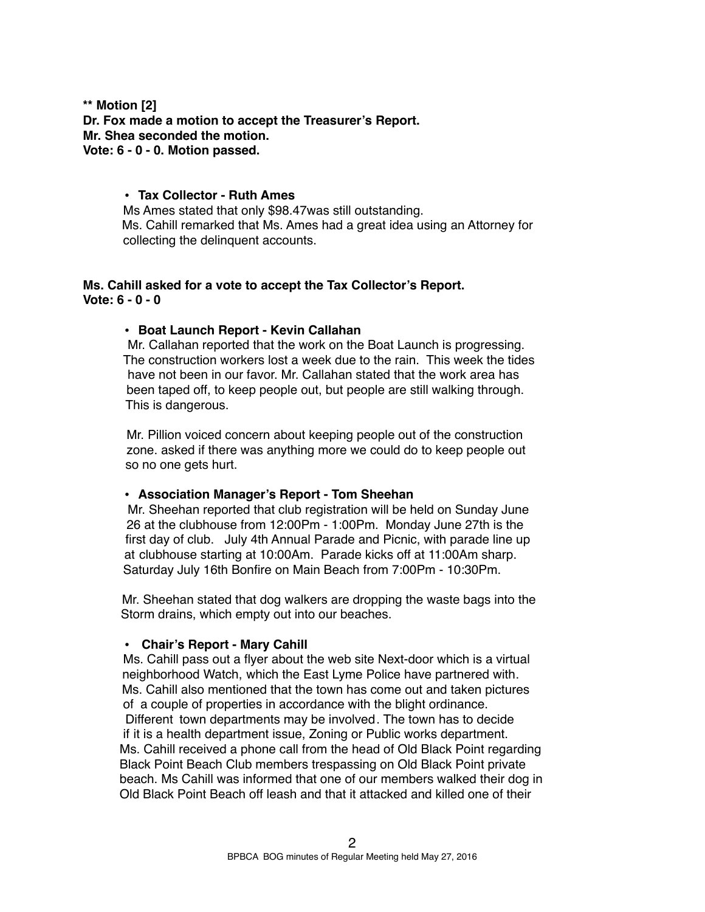**** Motion [2]**
**Dr. Fox made a motion to accept the Treasurer's Report.**
**Mr. Shea seconded the motion.**
**Vote: 6 - 0 - 0. Motion passed.**

- **Tax Collector - Ruth Ames**

Ms Ames stated that only $98.47was still outstanding.
Ms. Cahill remarked that Ms. Ames had a great idea using an Attorney for collecting the delinquent accounts.

**Ms. Cahill asked for a vote to accept the Tax Collector's Report.**
**Vote: 6 - 0 - 0**

- **Boat Launch Report - Kevin Callahan**

Mr. Callahan reported that the work on the Boat Launch is progressing. The construction workers lost a week due to the rain. This week the tides have not been in our favor. Mr. Callahan stated that the work area has been taped off, to keep people out, but people are still walking through. This is dangerous.

Mr. Pillion voiced concern about keeping people out of the construction zone. asked if there was anything more we could do to keep people out so no one gets hurt.

- **Association Manager's Report - Tom Sheehan**

Mr. Sheehan reported that club registration will be held on Sunday June 26 at the clubhouse from 12:00Pm - 1:00Pm. Monday June 27th is the first day of club. July 4th Annual Parade and Picnic, with parade line up at clubhouse starting at 10:00Am. Parade kicks off at 11:00Am sharp. Saturday July 16th Bonfire on Main Beach from 7:00Pm - 10:30Pm.

Mr. Sheehan stated that dog walkers are dropping the waste bags into the Storm drains, which empty out into our beaches.

- **Chair's Report - Mary Cahill**

Ms. Cahill pass out a flyer about the web site Next-door which is a virtual neighborhood Watch, which the East Lyme Police have partnered with. Ms. Cahill also mentioned that the town has come out and taken pictures of a couple of properties in accordance with the blight ordinance. Different town departments may be involved. The town has to decide if it is a health department issue, Zoning or Public works department. Ms. Cahill received a phone call from the head of Old Black Point regarding Black Point Beach Club members trespassing on Old Black Point private beach. Ms Cahill was informed that one of our members walked their dog in Old Black Point Beach off leash and that it attacked and killed one of their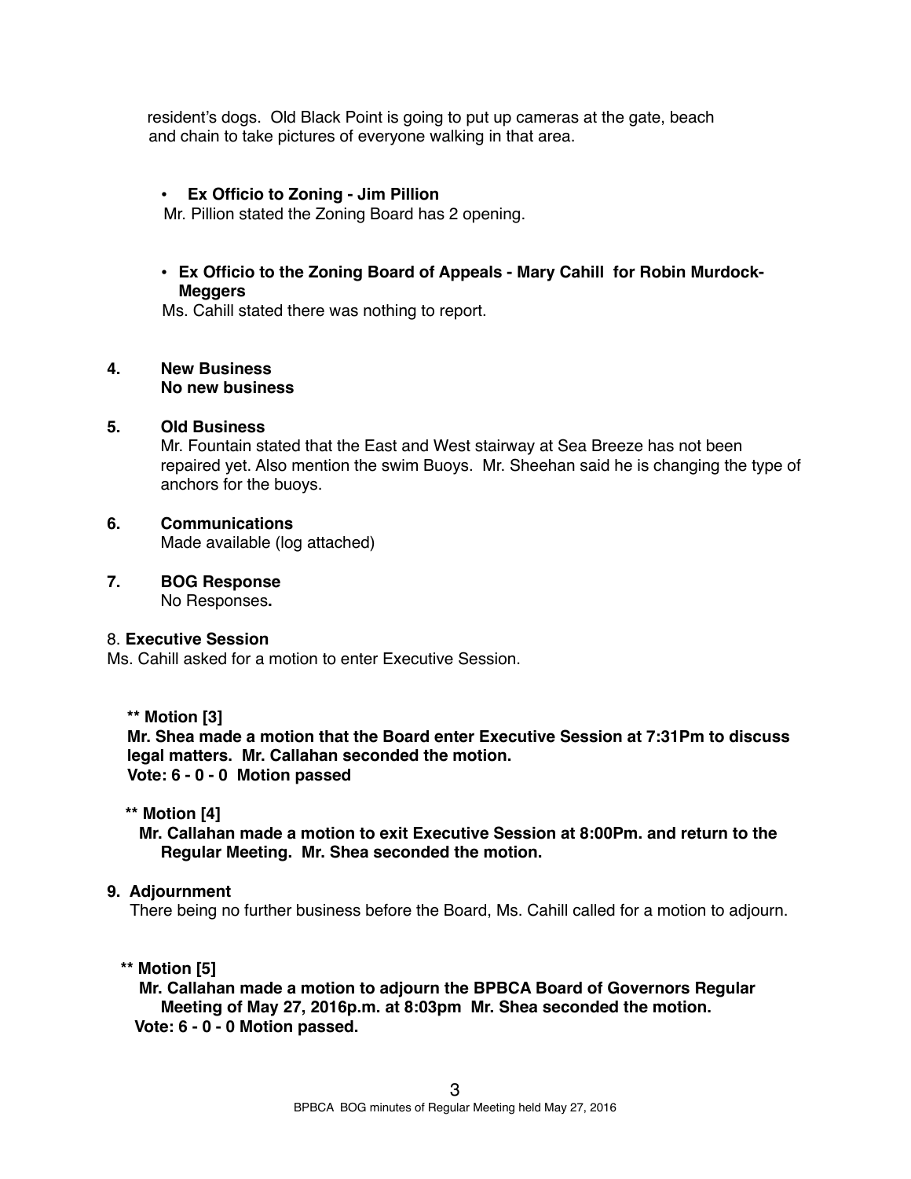resident's dogs. Old Black Point is going to put up cameras at the gate, beach and chain to take pictures of everyone walking in that area.

- **Ex Officio to Zoning - Jim Pillion**

Mr. Pillion stated the Zoning Board has 2 opening.

- **Ex Officio to the Zoning Board of Appeals - Mary Cahill for Robin Murdock-Meggers**

Ms. Cahill stated there was nothing to report.

**4. New Business**
**No new business**

**5. Old Business**

Mr. Fountain stated that the East and West stairway at Sea Breeze has not been repaired yet. Also mention the swim Buoys. Mr. Sheehan said he is changing the type of anchors for the buoys.

**6. Communications**

Made available (log attached)

**7. BOG Response**

No Responses**.**

8. **Executive Session**

Ms. Cahill asked for a motion to enter Executive Session.

**** Motion [3]**
**Mr. Shea made a motion that the Board enter Executive Session at 7:31Pm to discuss legal matters. Mr. Callahan seconded the motion.**
**Vote: 6 - 0 - 0 Motion passed**

**** Motion [4]**
**Mr. Callahan made a motion to exit Executive Session at 8:00Pm. and return to the Regular Meeting. Mr. Shea seconded the motion.**

**9. Adjournment**

There being no further business before the Board, Ms. Cahill called for a motion to adjourn.

**** Motion [5]**
**Mr. Callahan made a motion to adjourn the BPBCA Board of Governors Regular Meeting of May 27, 2016p.m. at 8:03pm Mr. Shea seconded the motion.**
**Vote: 6 - 0 - 0 Motion passed.**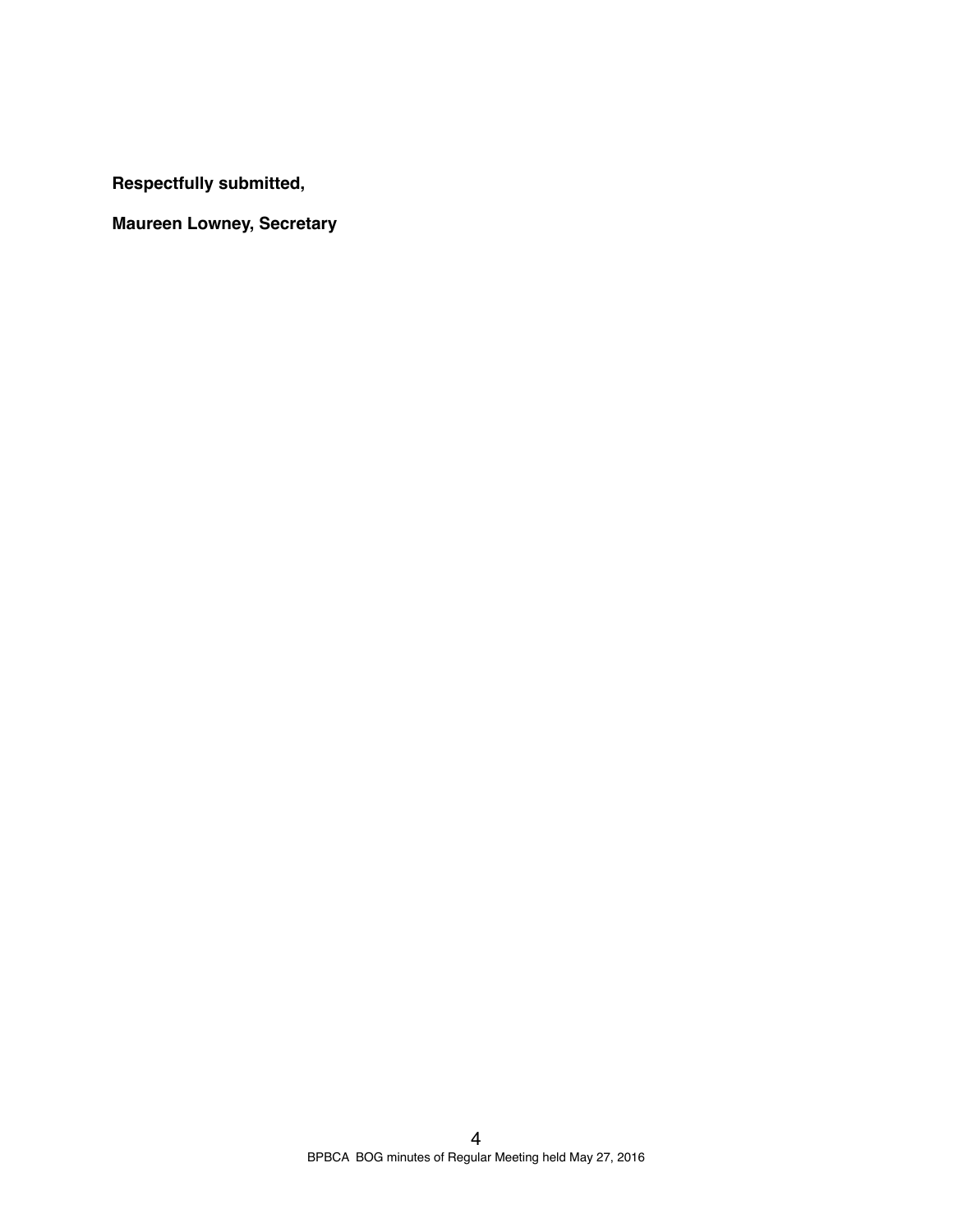**Respectfully submitted,**

**Maureen Lowney, Secretary**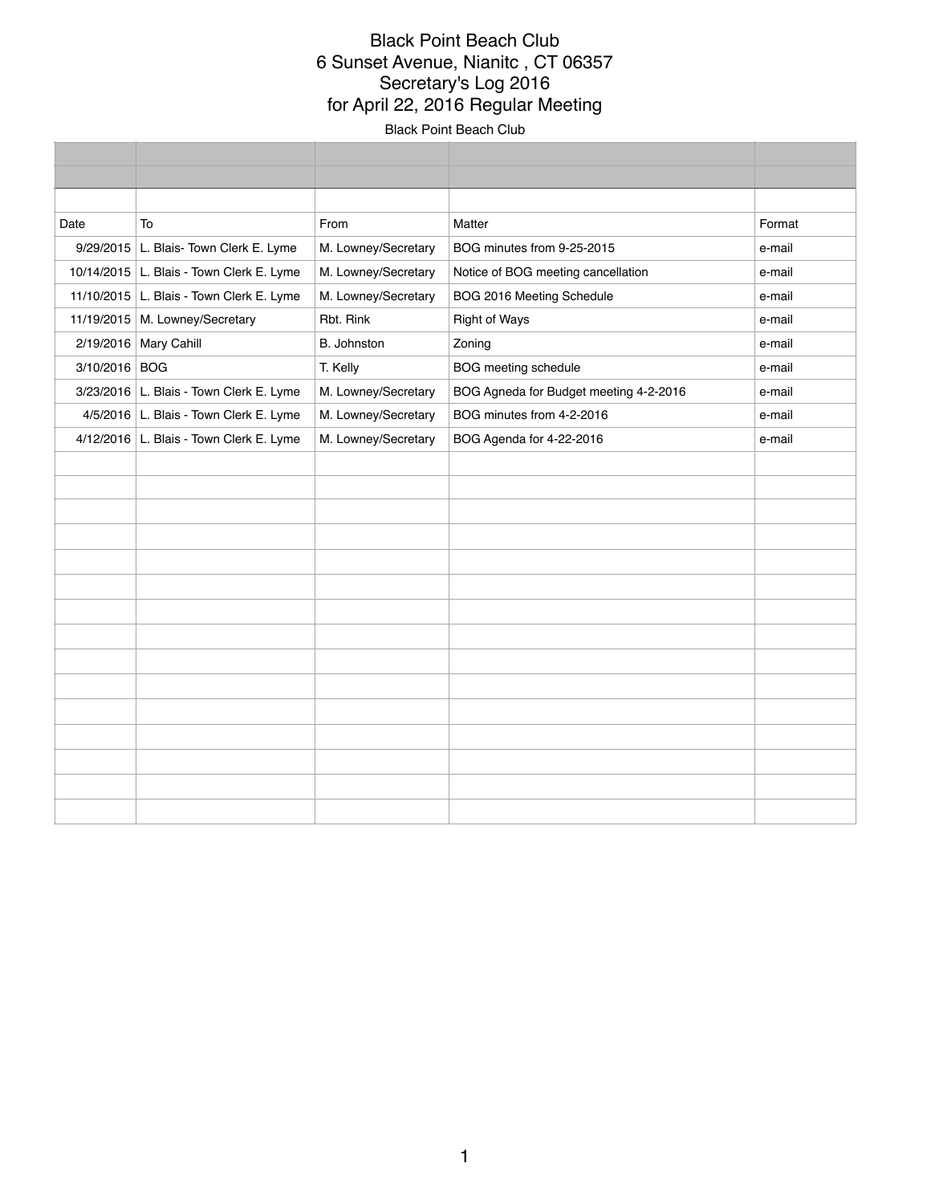# Black Point Beach Club
## 6 Sunset Avenue, Nianitc , CT 06357
## Secretary's Log 2016
## for April 22, 2016 Regular Meeting

Black Point Beach Club

| Date | To | From | Matter | Format |
|---|---|---|---|---|
| 9/29/2015 | L. Blais- Town Clerk E. Lyme | M. Lowney/Secretary | BOG minutes from 9-25-2015 | e-mail |
| 10/14/2015 | L. Blais - Town Clerk E. Lyme | M. Lowney/Secretary | Notice of BOG meeting cancellation | e-mail |
| 11/10/2015 | L. Blais - Town Clerk E. Lyme | M. Lowney/Secretary | BOG 2016 Meeting Schedule | e-mail |
| 11/19/2015 | M. Lowney/Secretary | Rbt. Rink | Right of Ways | e-mail |
| 2/19/2016 | Mary Cahill | B. Johnston | Zoning | e-mail |
| 3/10/2016 | BOG | T. Kelly | BOG meeting schedule | e-mail |
| 3/23/2016 | L. Blais - Town Clerk E. Lyme | M. Lowney/Secretary | BOG Agneda for Budget meeting 4-2-2016 | e-mail |
| 4/5/2016 | L. Blais - Town Clerk E. Lyme | M. Lowney/Secretary | BOG minutes from 4-2-2016 | e-mail |
| 4/12/2016 | L. Blais - Town Clerk E. Lyme | M. Lowney/Secretary | BOG Agenda for 4-22-2016 | e-mail |